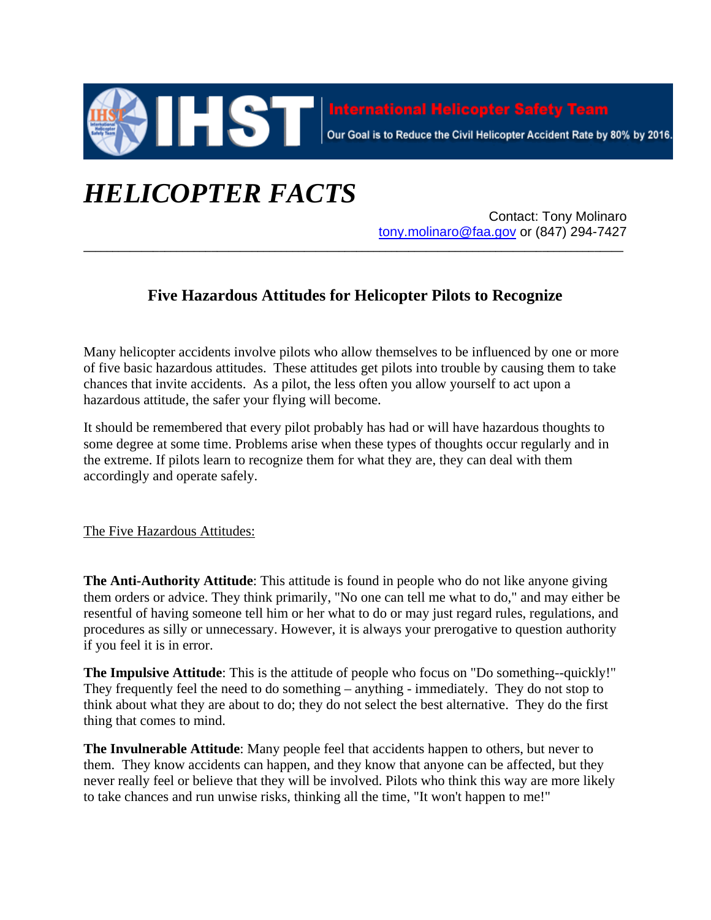International Helicopter Safety Team

Our Goal is to Reduce the Civil Helicopter Accident Rate by 80% by 2016.

# *HELICOPTER FACTS*

Contact: Tony Molinaro
tony.molinaro@faa.gov or (847) 294-7427

---

## Five Hazardous Attitudes for Helicopter Pilots to Recognize

Many helicopter accidents involve pilots who allow themselves to be influenced by one or more of five basic hazardous attitudes. These attitudes get pilots into trouble by causing them to take chances that invite accidents. As a pilot, the less often you allow yourself to act upon a hazardous attitude, the safer your flying will become.

It should be remembered that every pilot probably has had or will have hazardous thoughts to some degree at some time. Problems arise when these types of thoughts occur regularly and in the extreme. If pilots learn to recognize them for what they are, they can deal with them accordingly and operate safely.

The Five Hazardous Attitudes:

**The Anti-Authority Attitude**: This attitude is found in people who do not like anyone giving them orders or advice. They think primarily, "No one can tell me what to do," and may either be resentful of having someone tell him or her what to do or may just regard rules, regulations, and procedures as silly or unnecessary. However, it is always your prerogative to question authority if you feel it is in error.

**The Impulsive Attitude**: This is the attitude of people who focus on "Do something--quickly!" They frequently feel the need to do something – anything - immediately. They do not stop to think about what they are about to do; they do not select the best alternative. They do the first thing that comes to mind.

**The Invulnerable Attitude**: Many people feel that accidents happen to others, but never to them. They know accidents can happen, and they know that anyone can be affected, but they never really feel or believe that they will be involved. Pilots who think this way are more likely to take chances and run unwise risks, thinking all the time, "It won't happen to me!"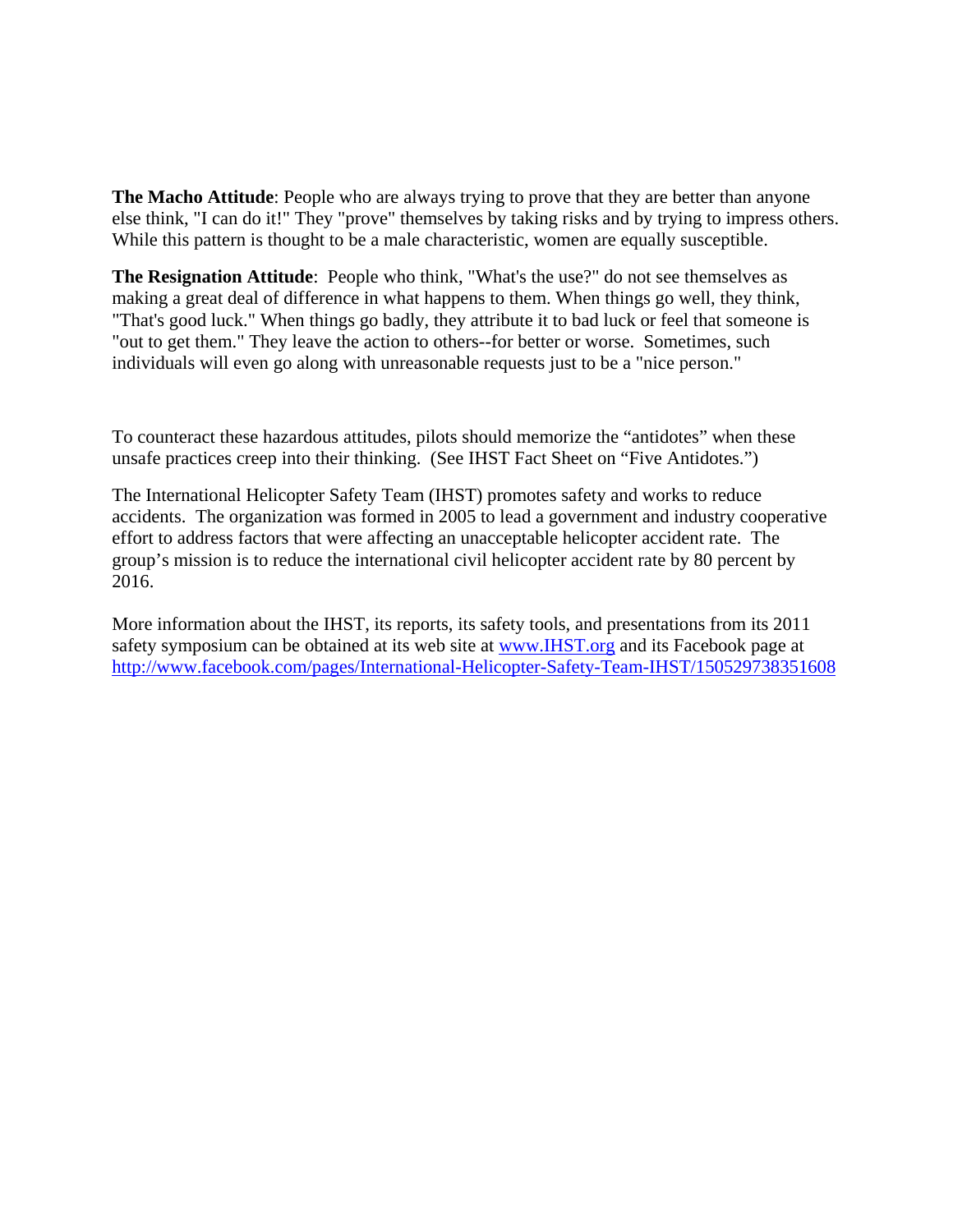**The Macho Attitude**: People who are always trying to prove that they are better than anyone else think, "I can do it!" They "prove" themselves by taking risks and by trying to impress others. While this pattern is thought to be a male characteristic, women are equally susceptible.

**The Resignation Attitude**: People who think, "What's the use?" do not see themselves as making a great deal of difference in what happens to them. When things go well, they think, "That's good luck." When things go badly, they attribute it to bad luck or feel that someone is "out to get them." They leave the action to others--for better or worse. Sometimes, such individuals will even go along with unreasonable requests just to be a "nice person."

To counteract these hazardous attitudes, pilots should memorize the "antidotes" when these unsafe practices creep into their thinking. (See IHST Fact Sheet on "Five Antidotes.")

The International Helicopter Safety Team (IHST) promotes safety and works to reduce accidents. The organization was formed in 2005 to lead a government and industry cooperative effort to address factors that were affecting an unacceptable helicopter accident rate. The group's mission is to reduce the international civil helicopter accident rate by 80 percent by 2016.

More information about the IHST, its reports, its safety tools, and presentations from its 2011 safety symposium can be obtained at its web site at [www.IHST.org](http://www.IHST.org) and its Facebook page at [http://www.facebook.com/pages/International-Helicopter-Safety-Team-IHST/150529738351608](http://www.facebook.com/pages/International-Helicopter-Safety-Team-IHST/150529738351608)